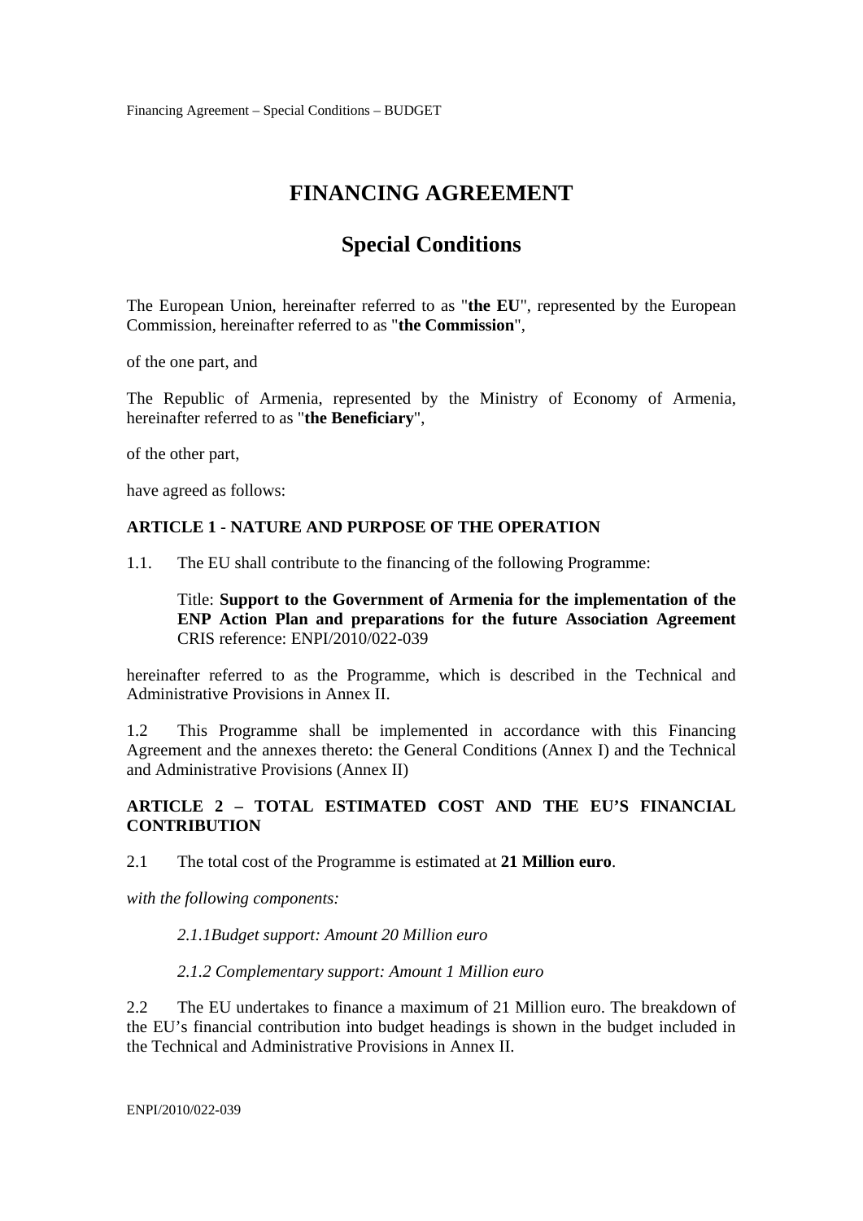# FINANCING AGREEMENT

## Special Conditions

The European Union, hereinafter referred to as "**the EU**", represented by the European Commission, hereinafter referred to as "**the Commission**",

of the one part, and

The Republic of Armenia, represented by the Ministry of Economy of Armenia, hereinafter referred to as "**the Beneficiary**",

of the other part,

have agreed as follows:

### ARTICLE 1 - NATURE AND PURPOSE OF THE OPERATION

1.1. The EU shall contribute to the financing of the following Programme:

Title: **Support to the Government of Armenia for the implementation of the ENP Action Plan and preparations for the future Association Agreement**
CRIS reference: ENPI/2010/022-039

hereinafter referred to as the Programme, which is described in the Technical and Administrative Provisions in Annex II.

1.2 This Programme shall be implemented in accordance with this Financing Agreement and the annexes thereto: the General Conditions (Annex I) and the Technical and Administrative Provisions (Annex II)

### ARTICLE 2 – TOTAL ESTIMATED COST AND THE EU'S FINANCIAL CONTRIBUTION

2.1 The total cost of the Programme is estimated at **21 Million euro**.

*with the following components:*

*2.1.1Budget support: Amount 20 Million euro*

*2.1.2 Complementary support: Amount 1 Million euro*

2.2 The EU undertakes to finance a maximum of 21 Million euro. The breakdown of the EU's financial contribution into budget headings is shown in the budget included in the Technical and Administrative Provisions in Annex II.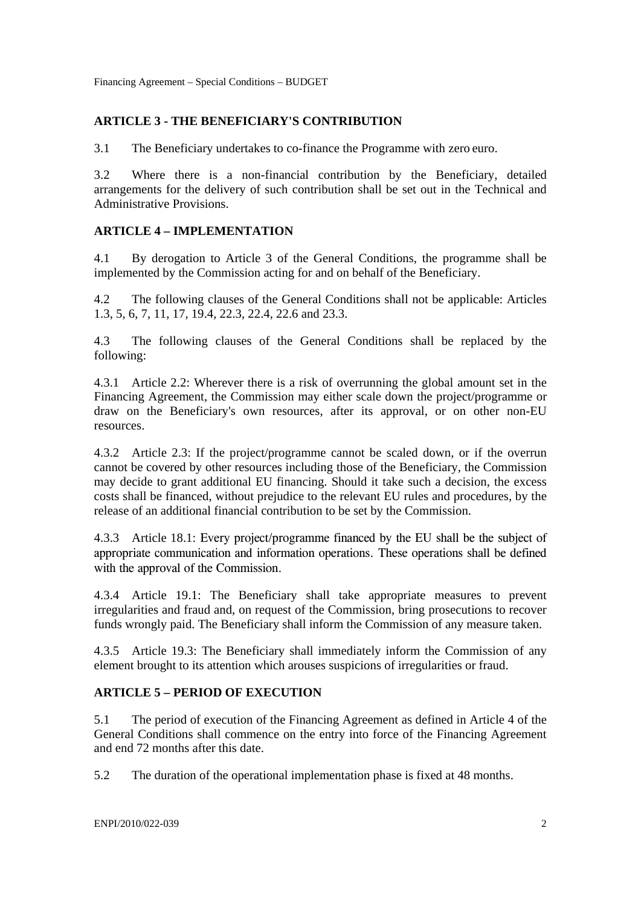## ARTICLE 3 - THE BENEFICIARY'S CONTRIBUTION

3.1 The Beneficiary undertakes to co-finance the Programme with zero euro.

3.2 Where there is a non-financial contribution by the Beneficiary, detailed arrangements for the delivery of such contribution shall be set out in the Technical and Administrative Provisions.

## ARTICLE 4 – IMPLEMENTATION

4.1 By derogation to Article 3 of the General Conditions, the programme shall be implemented by the Commission acting for and on behalf of the Beneficiary.

4.2 The following clauses of the General Conditions shall not be applicable: Articles 1.3, 5, 6, 7, 11, 17, 19.4, 22.3, 22.4, 22.6 and 23.3.

4.3 The following clauses of the General Conditions shall be replaced by the following:

4.3.1 Article 2.2: Wherever there is a risk of overrunning the global amount set in the Financing Agreement, the Commission may either scale down the project/programme or draw on the Beneficiary's own resources, after its approval, or on other non-EU resources.

4.3.2 Article 2.3: If the project/programme cannot be scaled down, or if the overrun cannot be covered by other resources including those of the Beneficiary, the Commission may decide to grant additional EU financing. Should it take such a decision, the excess costs shall be financed, without prejudice to the relevant EU rules and procedures, by the release of an additional financial contribution to be set by the Commission.

4.3.3 Article 18.1: Every project/programme financed by the EU shall be the subject of appropriate communication and information operations. These operations shall be defined with the approval of the Commission.

4.3.4 Article 19.1: The Beneficiary shall take appropriate measures to prevent irregularities and fraud and, on request of the Commission, bring prosecutions to recover funds wrongly paid. The Beneficiary shall inform the Commission of any measure taken.

4.3.5 Article 19.3: The Beneficiary shall immediately inform the Commission of any element brought to its attention which arouses suspicions of irregularities or fraud.

## ARTICLE 5 – PERIOD OF EXECUTION

5.1 The period of execution of the Financing Agreement as defined in Article 4 of the General Conditions shall commence on the entry into force of the Financing Agreement and end 72 months after this date.

5.2 The duration of the operational implementation phase is fixed at 48 months.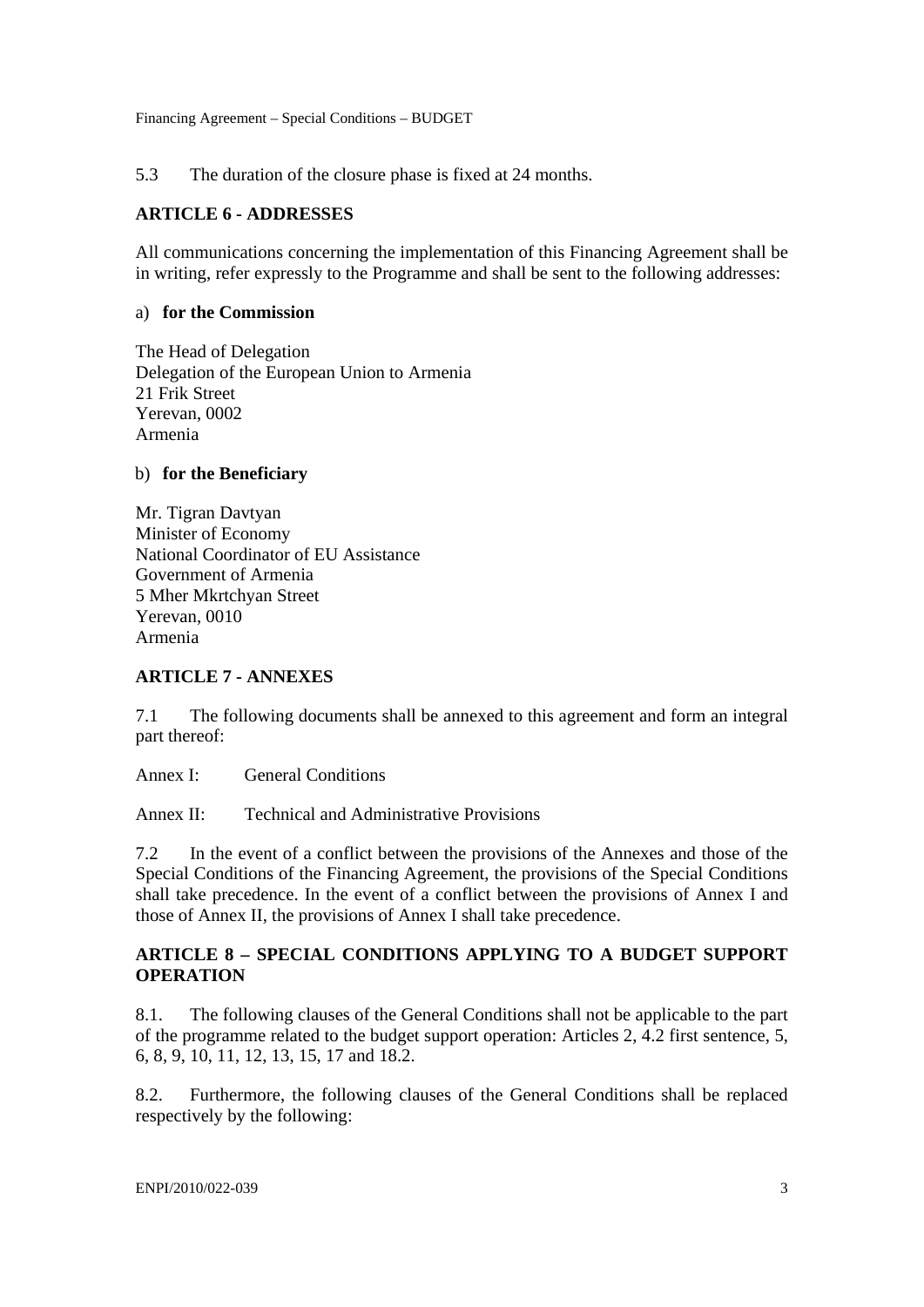5.3 The duration of the closure phase is fixed at 24 months.

## ARTICLE 6 - ADDRESSES

All communications concerning the implementation of this Financing Agreement shall be in writing, refer expressly to the Programme and shall be sent to the following addresses:

a) **for the Commission**

The Head of Delegation
Delegation of the European Union to Armenia
21 Frik Street
Yerevan, 0002
Armenia

b) **for the Beneficiary**

Mr. Tigran Davtyan
Minister of Economy
National Coordinator of EU Assistance
Government of Armenia
5 Mher Mkrtchyan Street
Yerevan, 0010
Armenia

## ARTICLE 7 - ANNEXES

7.1 The following documents shall be annexed to this agreement and form an integral part thereof:

Annex I: General Conditions

Annex II: Technical and Administrative Provisions

7.2 In the event of a conflict between the provisions of the Annexes and those of the Special Conditions of the Financing Agreement, the provisions of the Special Conditions shall take precedence. In the event of a conflict between the provisions of Annex I and those of Annex II, the provisions of Annex I shall take precedence.

## ARTICLE 8 – SPECIAL CONDITIONS APPLYING TO A BUDGET SUPPORT OPERATION

8.1. The following clauses of the General Conditions shall not be applicable to the part of the programme related to the budget support operation: Articles 2, 4.2 first sentence, 5, 6, 8, 9, 10, 11, 12, 13, 15, 17 and 18.2.

8.2. Furthermore, the following clauses of the General Conditions shall be replaced respectively by the following: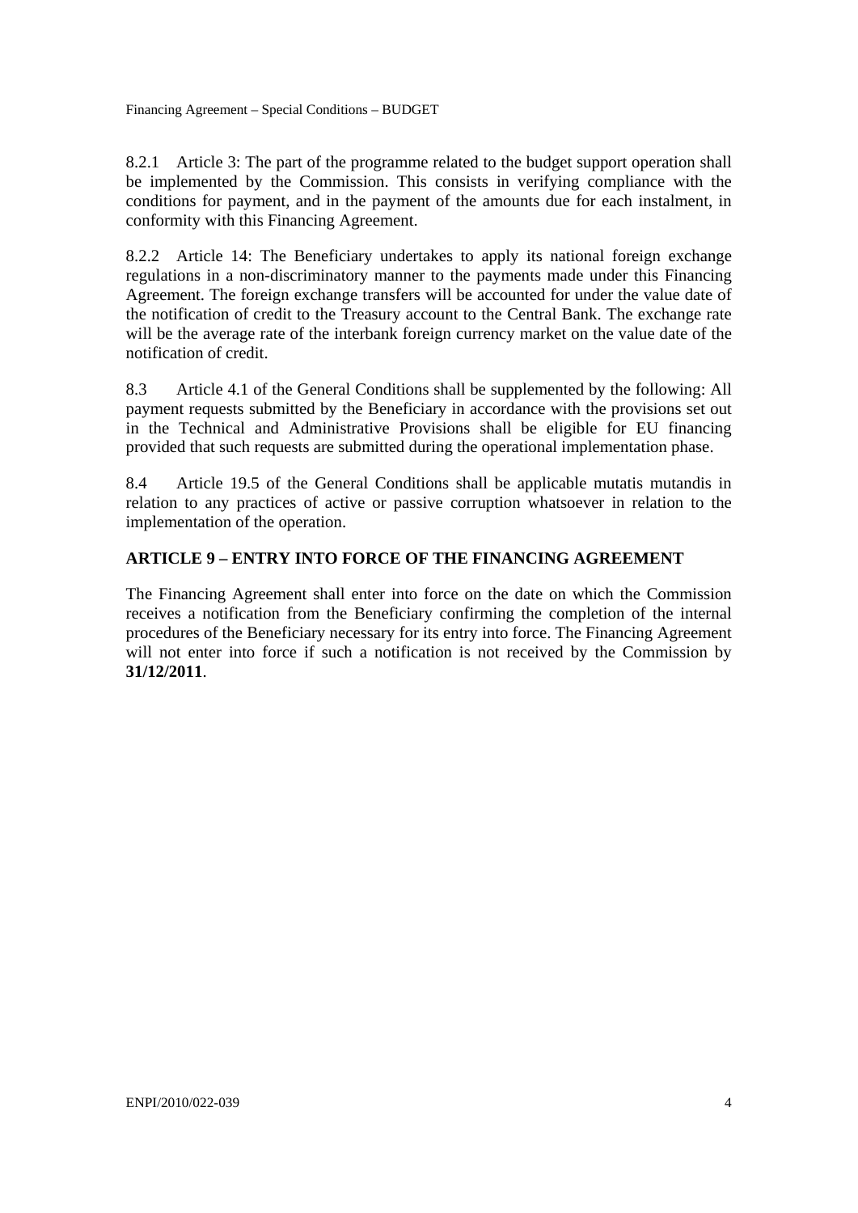8.2.1 Article 3: The part of the programme related to the budget support operation shall be implemented by the Commission. This consists in verifying compliance with the conditions for payment, and in the payment of the amounts due for each instalment, in conformity with this Financing Agreement.

8.2.2 Article 14: The Beneficiary undertakes to apply its national foreign exchange regulations in a non-discriminatory manner to the payments made under this Financing Agreement. The foreign exchange transfers will be accounted for under the value date of the notification of credit to the Treasury account to the Central Bank. The exchange rate will be the average rate of the interbank foreign currency market on the value date of the notification of credit.

8.3 Article 4.1 of the General Conditions shall be supplemented by the following: All payment requests submitted by the Beneficiary in accordance with the provisions set out in the Technical and Administrative Provisions shall be eligible for EU financing provided that such requests are submitted during the operational implementation phase.

8.4 Article 19.5 of the General Conditions shall be applicable mutatis mutandis in relation to any practices of active or passive corruption whatsoever in relation to the implementation of the operation.

## ARTICLE 9 – ENTRY INTO FORCE OF THE FINANCING AGREEMENT

The Financing Agreement shall enter into force on the date on which the Commission receives a notification from the Beneficiary confirming the completion of the internal procedures of the Beneficiary necessary for its entry into force. The Financing Agreement will not enter into force if such a notification is not received by the Commission by **31/12/2011**.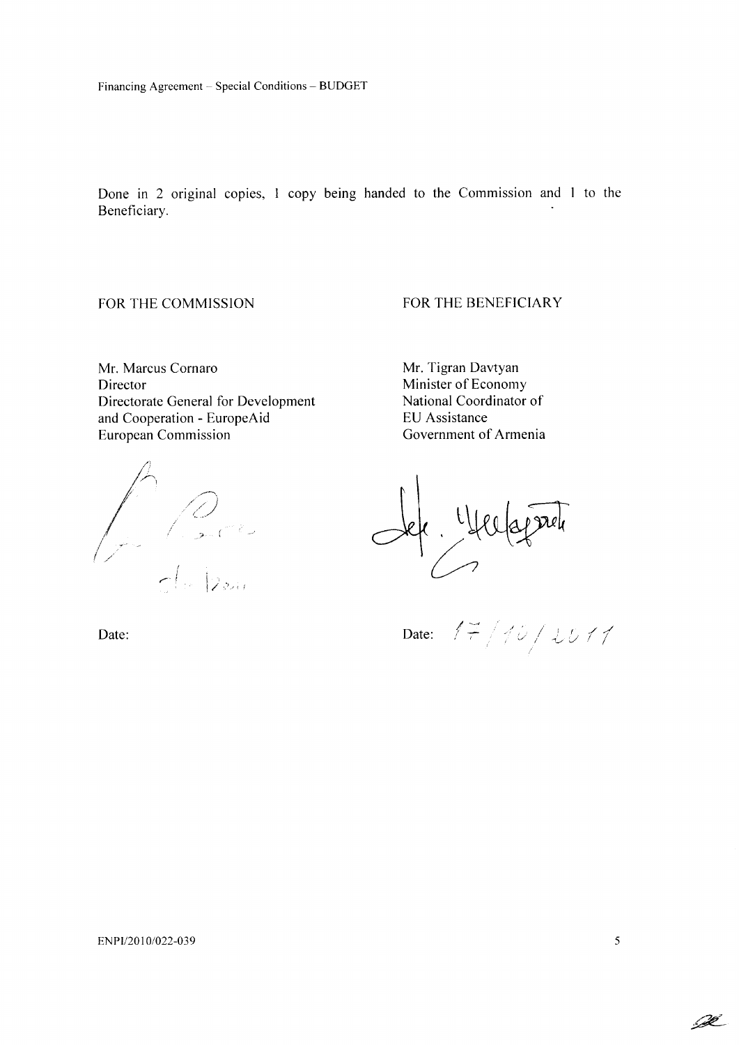Done in 2 original copies, 1 copy being handed to the Commission and 1 to the Beneficiary.

| FOR THE COMMISSION | FOR THE BENEFICIARY |
| --- | --- |
| Mr. Marcus Cornaro<br>Director<br>Directorate General for Development and Cooperation - EuropeAid<br>European Commission | Mr. Tigran Davtyan<br>Minister of Economy<br>National Coordinator of EU Assistance<br>Government of Armenia |
| Date: | Date: 17/10/2011 |